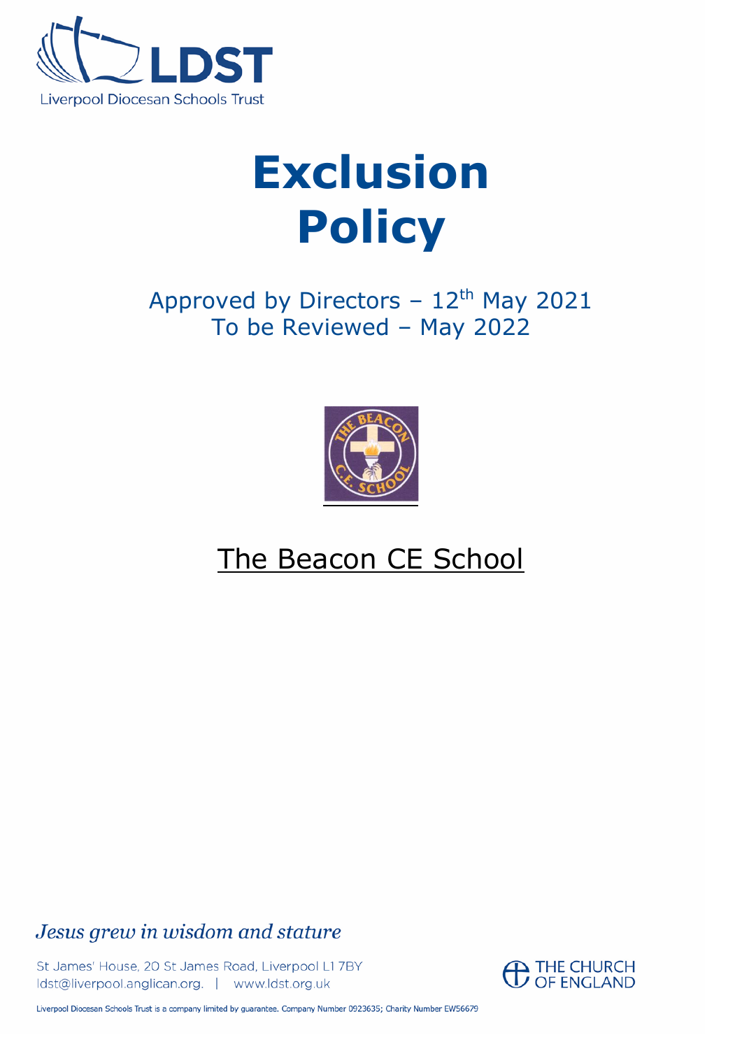Liverpool Diocesan Schools Trust

# Exclusion Policy

Approved by Directors – 12th May 2021
To be Reviewed – May 2022

The Beacon CE School

*Jesus grew in wisdom and stature*

St James' House, 20 St James Road, Liverpool L1 7BY
ldst@liverpool.anglican.org. | www.ldst.org.uk

THE CHURCH OF ENGLAND

Liverpool Diocesan Schools Trust is a company limited by guarantee. Company Number 0923635; Charity Number EW56679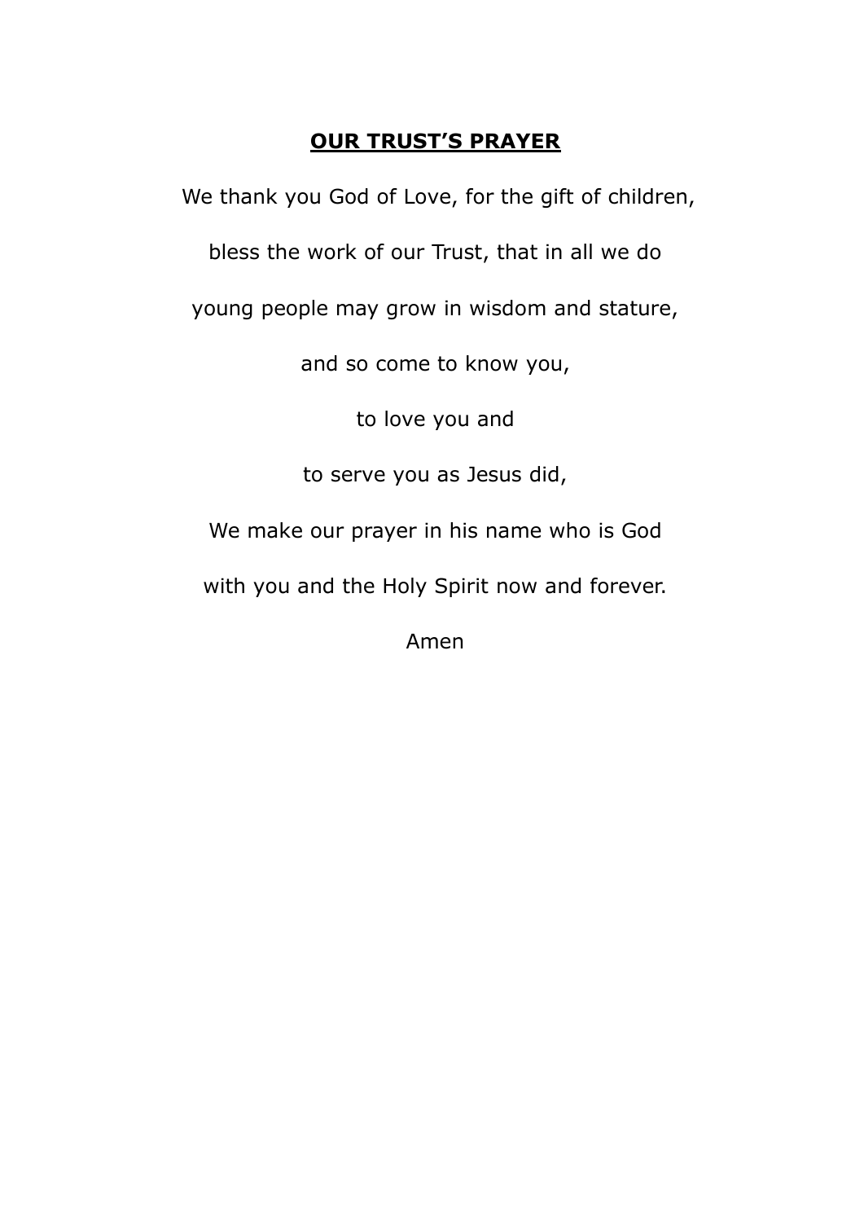# **OUR TRUST'S PRAYER**

We thank you God of Love, for the gift of children,

bless the work of our Trust, that in all we do

young people may grow in wisdom and stature,

and so come to know you,

to love you and

to serve you as Jesus did,

We make our prayer in his name who is God

with you and the Holy Spirit now and forever.

Amen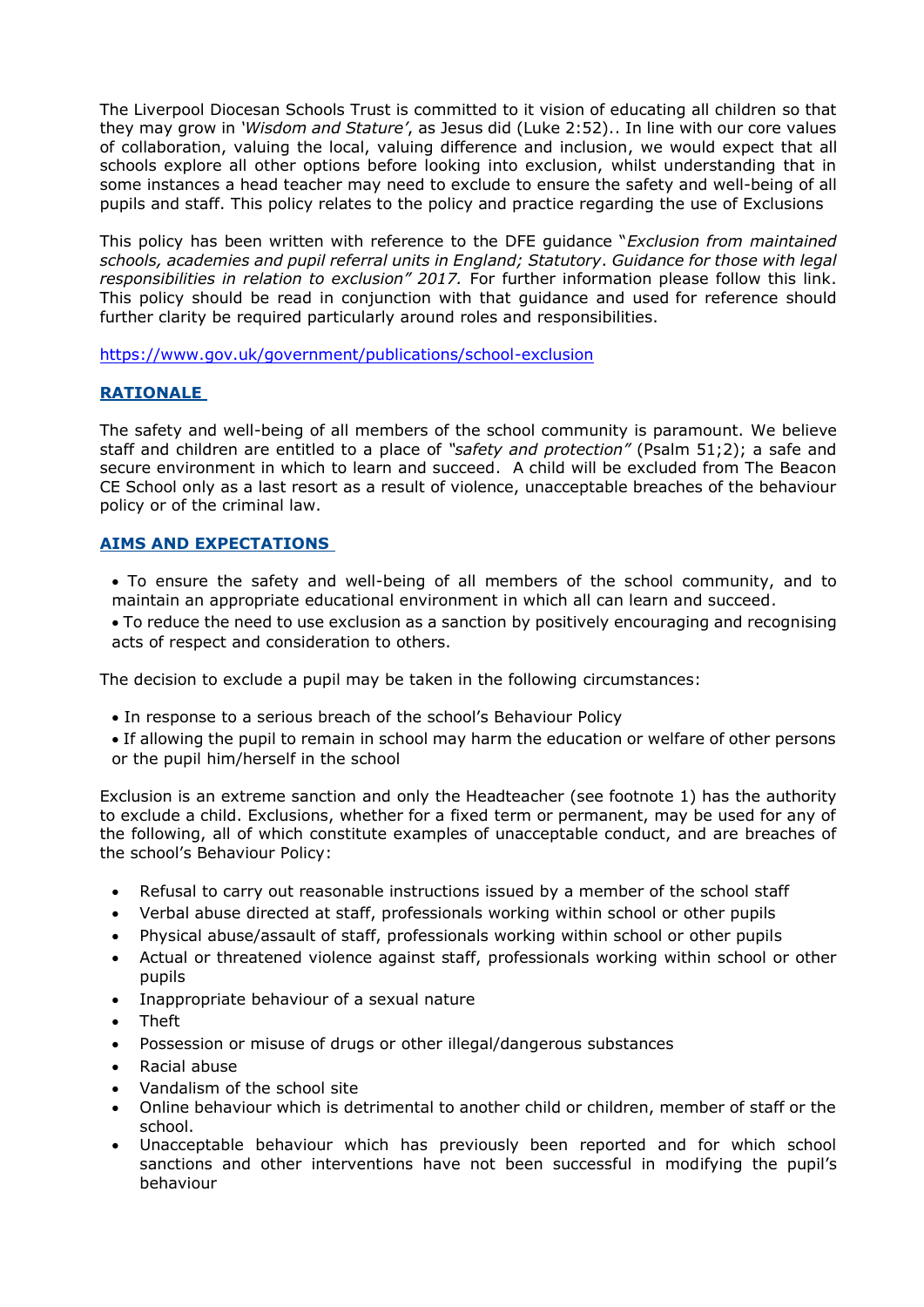The Liverpool Diocesan Schools Trust is committed to it vision of educating all children so that they may grow in *'Wisdom and Stature'*, as Jesus did (Luke 2:52).. In line with our core values of collaboration, valuing the local, valuing difference and inclusion, we would expect that all schools explore all other options before looking into exclusion, whilst understanding that in some instances a head teacher may need to exclude to ensure the safety and well-being of all pupils and staff. This policy relates to the policy and practice regarding the use of Exclusions

This policy has been written with reference to the DFE guidance "*Exclusion from maintained schools, academies and pupil referral units in England; Statutory*. *Guidance for those with legal responsibilities in relation to exclusion" 2017.* For further information please follow this link. This policy should be read in conjunction with that guidance and used for reference should further clarity be required particularly around roles and responsibilities.

https://www.gov.uk/government/publications/school-exclusion

## RATIONALE

The safety and well-being of all members of the school community is paramount. We believe staff and children are entitled to a place of *"safety and protection"* (Psalm 51;2); a safe and secure environment in which to learn and succeed. A child will be excluded from The Beacon CE School only as a last resort as a result of violence, unacceptable breaches of the behaviour policy or of the criminal law.

## AIMS AND EXPECTATIONS

- To ensure the safety and well-being of all members of the school community, and to maintain an appropriate educational environment in which all can learn and succeed.
- To reduce the need to use exclusion as a sanction by positively encouraging and recognising acts of respect and consideration to others.

The decision to exclude a pupil may be taken in the following circumstances:

- In response to a serious breach of the school's Behaviour Policy
- If allowing the pupil to remain in school may harm the education or welfare of other persons or the pupil him/herself in the school

Exclusion is an extreme sanction and only the Headteacher (see footnote 1) has the authority to exclude a child. Exclusions, whether for a fixed term or permanent, may be used for any of the following, all of which constitute examples of unacceptable conduct, and are breaches of the school's Behaviour Policy:

- Refusal to carry out reasonable instructions issued by a member of the school staff
- Verbal abuse directed at staff, professionals working within school or other pupils
- Physical abuse/assault of staff, professionals working within school or other pupils
- Actual or threatened violence against staff, professionals working within school or other pupils
- Inappropriate behaviour of a sexual nature
- Theft
- Possession or misuse of drugs or other illegal/dangerous substances
- Racial abuse
- Vandalism of the school site
- Online behaviour which is detrimental to another child or children, member of staff or the school.
- Unacceptable behaviour which has previously been reported and for which school sanctions and other interventions have not been successful in modifying the pupil's behaviour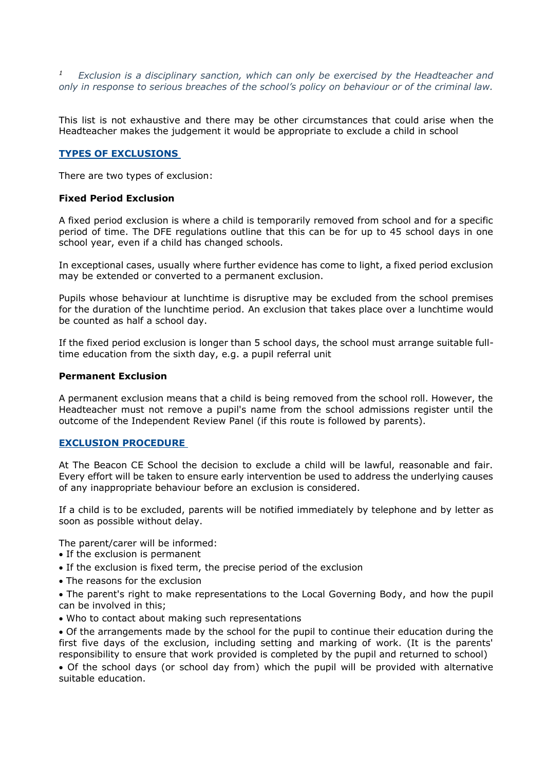[1] *Exclusion is a disciplinary sanction, which can only be exercised by the Headteacher and only in response to serious breaches of the school's policy on behaviour or of the criminal law.*

This list is not exhaustive and there may be other circumstances that could arise when the Headteacher makes the judgement it would be appropriate to exclude a child in school

## TYPES OF EXCLUSIONS

There are two types of exclusion:

### Fixed Period Exclusion

A fixed period exclusion is where a child is temporarily removed from school and for a specific period of time. The DFE regulations outline that this can be for up to 45 school days in one school year, even if a child has changed schools.

In exceptional cases, usually where further evidence has come to light, a fixed period exclusion may be extended or converted to a permanent exclusion.

Pupils whose behaviour at lunchtime is disruptive may be excluded from the school premises for the duration of the lunchtime period. An exclusion that takes place over a lunchtime would be counted as half a school day.

If the fixed period exclusion is longer than 5 school days, the school must arrange suitable full-time education from the sixth day, e.g. a pupil referral unit

### Permanent Exclusion

A permanent exclusion means that a child is being removed from the school roll. However, the Headteacher must not remove a pupil's name from the school admissions register until the outcome of the Independent Review Panel (if this route is followed by parents).

## EXCLUSION PROCEDURE

At The Beacon CE School the decision to exclude a child will be lawful, reasonable and fair. Every effort will be taken to ensure early intervention be used to address the underlying causes of any inappropriate behaviour before an exclusion is considered.

If a child is to be excluded, parents will be notified immediately by telephone and by letter as soon as possible without delay.

The parent/carer will be informed:

- If the exclusion is permanent
- If the exclusion is fixed term, the precise period of the exclusion
- The reasons for the exclusion
- The parent's right to make representations to the Local Governing Body, and how the pupil can be involved in this;
- Who to contact about making such representations
- Of the arrangements made by the school for the pupil to continue their education during the first five days of the exclusion, including setting and marking of work. (It is the parents' responsibility to ensure that work provided is completed by the pupil and returned to school)
- Of the school days (or school day from) which the pupil will be provided with alternative suitable education.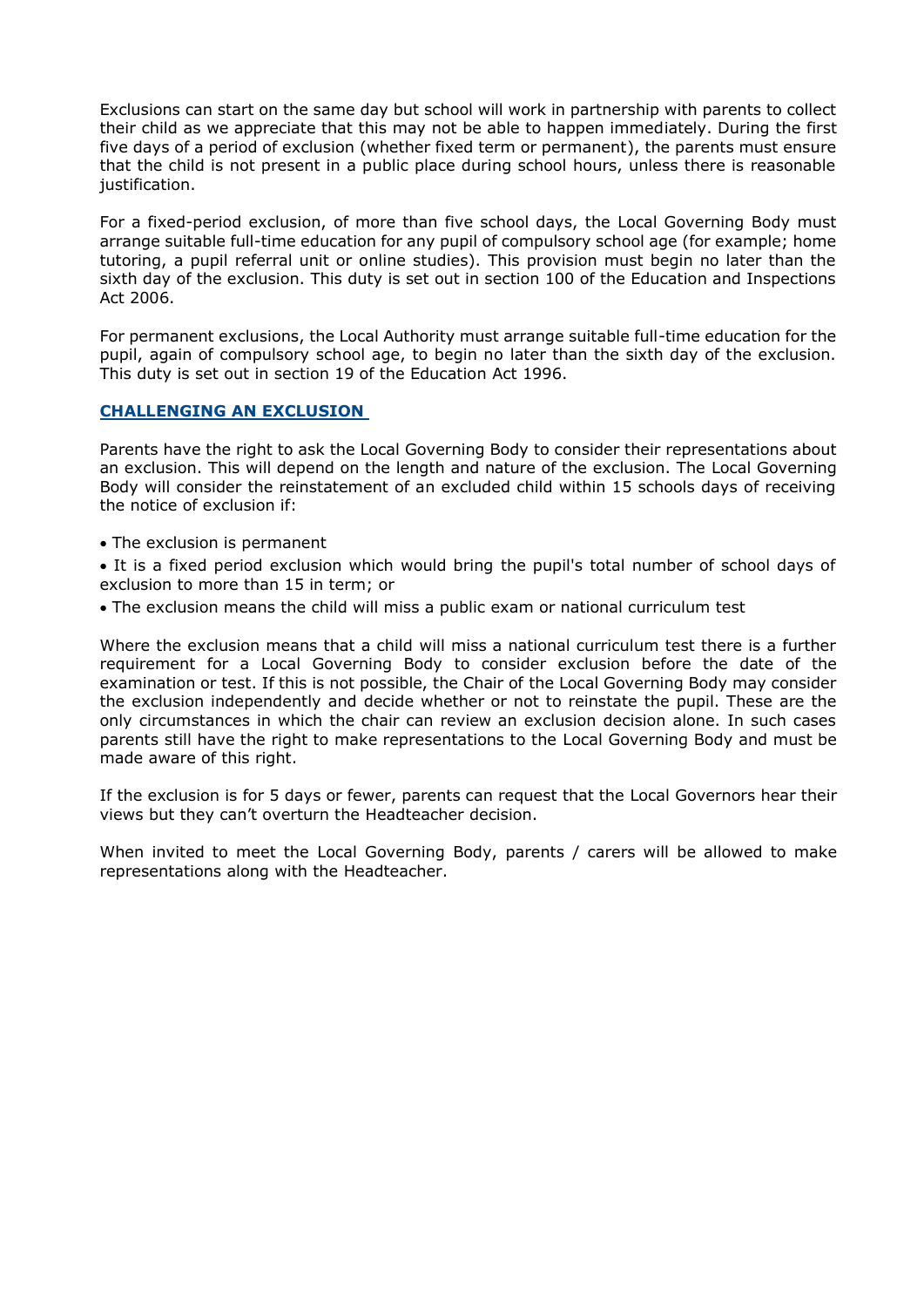Exclusions can start on the same day but school will work in partnership with parents to collect their child as we appreciate that this may not be able to happen immediately. During the first five days of a period of exclusion (whether fixed term or permanent), the parents must ensure that the child is not present in a public place during school hours, unless there is reasonable justification.

For a fixed-period exclusion, of more than five school days, the Local Governing Body must arrange suitable full-time education for any pupil of compulsory school age (for example; home tutoring, a pupil referral unit or online studies). This provision must begin no later than the sixth day of the exclusion. This duty is set out in section 100 of the Education and Inspections Act 2006.

For permanent exclusions, the Local Authority must arrange suitable full-time education for the pupil, again of compulsory school age, to begin no later than the sixth day of the exclusion. This duty is set out in section 19 of the Education Act 1996.

## CHALLENGING AN EXCLUSION

Parents have the right to ask the Local Governing Body to consider their representations about an exclusion. This will depend on the length and nature of the exclusion. The Local Governing Body will consider the reinstatement of an excluded child within 15 schools days of receiving the notice of exclusion if:

- The exclusion is permanent
- It is a fixed period exclusion which would bring the pupil's total number of school days of exclusion to more than 15 in term; or
- The exclusion means the child will miss a public exam or national curriculum test

Where the exclusion means that a child will miss a national curriculum test there is a further requirement for a Local Governing Body to consider exclusion before the date of the examination or test. If this is not possible, the Chair of the Local Governing Body may consider the exclusion independently and decide whether or not to reinstate the pupil. These are the only circumstances in which the chair can review an exclusion decision alone. In such cases parents still have the right to make representations to the Local Governing Body and must be made aware of this right.

If the exclusion is for 5 days or fewer, parents can request that the Local Governors hear their views but they can’t overturn the Headteacher decision.

When invited to meet the Local Governing Body, parents / carers will be allowed to make representations along with the Headteacher.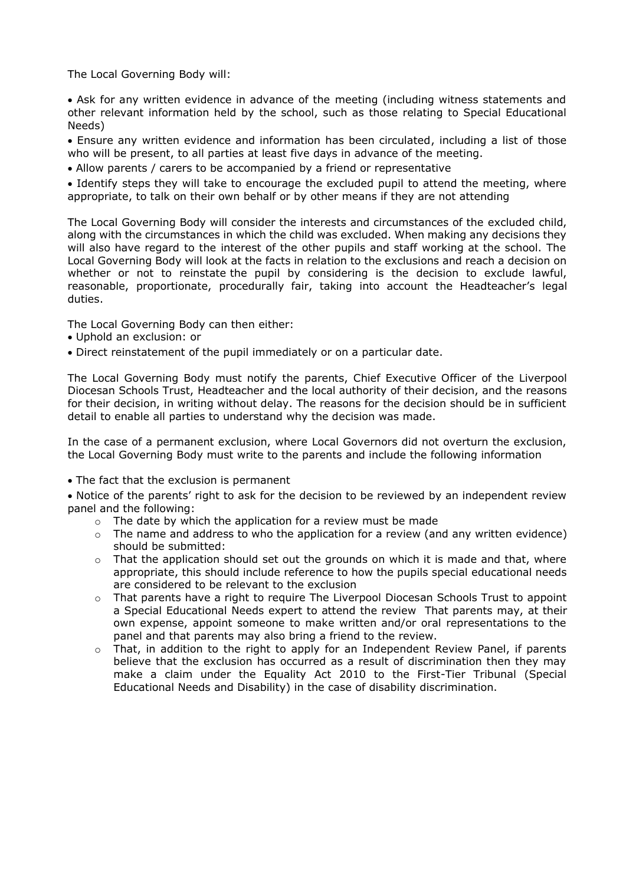The Local Governing Body will:

- Ask for any written evidence in advance of the meeting (including witness statements and other relevant information held by the school, such as those relating to Special Educational Needs)
- Ensure any written evidence and information has been circulated, including a list of those who will be present, to all parties at least five days in advance of the meeting.
- Allow parents / carers to be accompanied by a friend or representative
- Identify steps they will take to encourage the excluded pupil to attend the meeting, where appropriate, to talk on their own behalf or by other means if they are not attending

The Local Governing Body will consider the interests and circumstances of the excluded child, along with the circumstances in which the child was excluded. When making any decisions they will also have regard to the interest of the other pupils and staff working at the school. The Local Governing Body will look at the facts in relation to the exclusions and reach a decision on whether or not to reinstate the pupil by considering is the decision to exclude lawful, reasonable, proportionate, procedurally fair, taking into account the Headteacher's legal duties.

The Local Governing Body can then either:

- Uphold an exclusion: or
- Direct reinstatement of the pupil immediately or on a particular date.

The Local Governing Body must notify the parents, Chief Executive Officer of the Liverpool Diocesan Schools Trust, Headteacher and the local authority of their decision, and the reasons for their decision, in writing without delay. The reasons for the decision should be in sufficient detail to enable all parties to understand why the decision was made.

In the case of a permanent exclusion, where Local Governors did not overturn the exclusion, the Local Governing Body must write to the parents and include the following information

- The fact that the exclusion is permanent
- Notice of the parents' right to ask for the decision to be reviewed by an independent review panel and the following:
    - The date by which the application for a review must be made
    - The name and address to who the application for a review (and any written evidence) should be submitted:
    - That the application should set out the grounds on which it is made and that, where appropriate, this should include reference to how the pupils special educational needs are considered to be relevant to the exclusion
    - That parents have a right to require The Liverpool Diocesan Schools Trust to appoint a Special Educational Needs expert to attend the review That parents may, at their own expense, appoint someone to make written and/or oral representations to the panel and that parents may also bring a friend to the review.
    - That, in addition to the right to apply for an Independent Review Panel, if parents believe that the exclusion has occurred as a result of discrimination then they may make a claim under the Equality Act 2010 to the First-Tier Tribunal (Special Educational Needs and Disability) in the case of disability discrimination.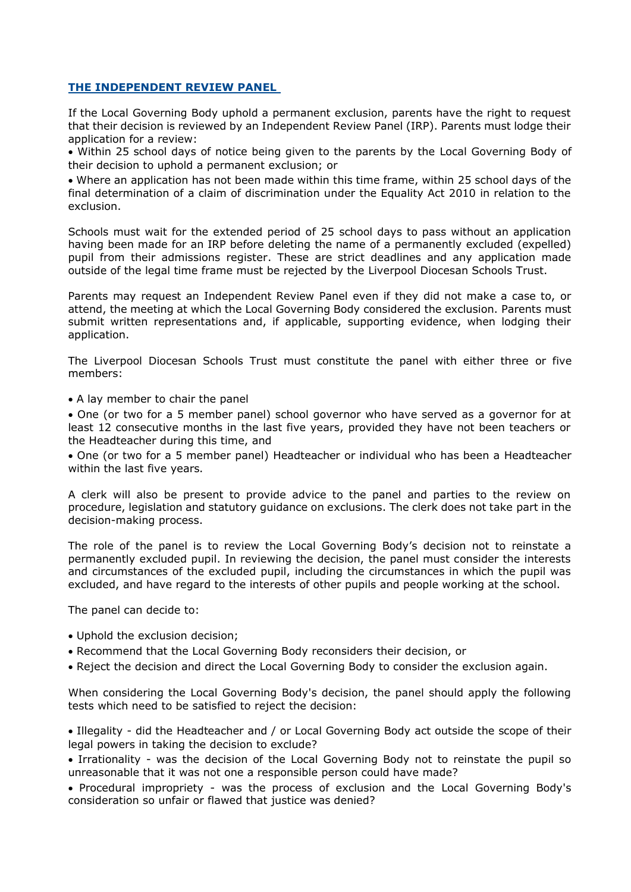## THE INDEPENDENT REVIEW PANEL

If the Local Governing Body uphold a permanent exclusion, parents have the right to request that their decision is reviewed by an Independent Review Panel (IRP). Parents must lodge their application for a review:

- Within 25 school days of notice being given to the parents by the Local Governing Body of their decision to uphold a permanent exclusion; or
- Where an application has not been made within this time frame, within 25 school days of the final determination of a claim of discrimination under the Equality Act 2010 in relation to the exclusion.

Schools must wait for the extended period of 25 school days to pass without an application having been made for an IRP before deleting the name of a permanently excluded (expelled) pupil from their admissions register. These are strict deadlines and any application made outside of the legal time frame must be rejected by the Liverpool Diocesan Schools Trust.

Parents may request an Independent Review Panel even if they did not make a case to, or attend, the meeting at which the Local Governing Body considered the exclusion. Parents must submit written representations and, if applicable, supporting evidence, when lodging their application.

The Liverpool Diocesan Schools Trust must constitute the panel with either three or five members:

- A lay member to chair the panel
- One (or two for a 5 member panel) school governor who have served as a governor for at least 12 consecutive months in the last five years, provided they have not been teachers or the Headteacher during this time, and
- One (or two for a 5 member panel) Headteacher or individual who has been a Headteacher within the last five years.

A clerk will also be present to provide advice to the panel and parties to the review on procedure, legislation and statutory guidance on exclusions. The clerk does not take part in the decision-making process.

The role of the panel is to review the Local Governing Body's decision not to reinstate a permanently excluded pupil. In reviewing the decision, the panel must consider the interests and circumstances of the excluded pupil, including the circumstances in which the pupil was excluded, and have regard to the interests of other pupils and people working at the school.

The panel can decide to:

- Uphold the exclusion decision;
- Recommend that the Local Governing Body reconsiders their decision, or
- Reject the decision and direct the Local Governing Body to consider the exclusion again.

When considering the Local Governing Body's decision, the panel should apply the following tests which need to be satisfied to reject the decision:

- Illegality - did the Headteacher and / or Local Governing Body act outside the scope of their legal powers in taking the decision to exclude?
- Irrationality - was the decision of the Local Governing Body not to reinstate the pupil so unreasonable that it was not one a responsible person could have made?
- Procedural impropriety - was the process of exclusion and the Local Governing Body's consideration so unfair or flawed that justice was denied?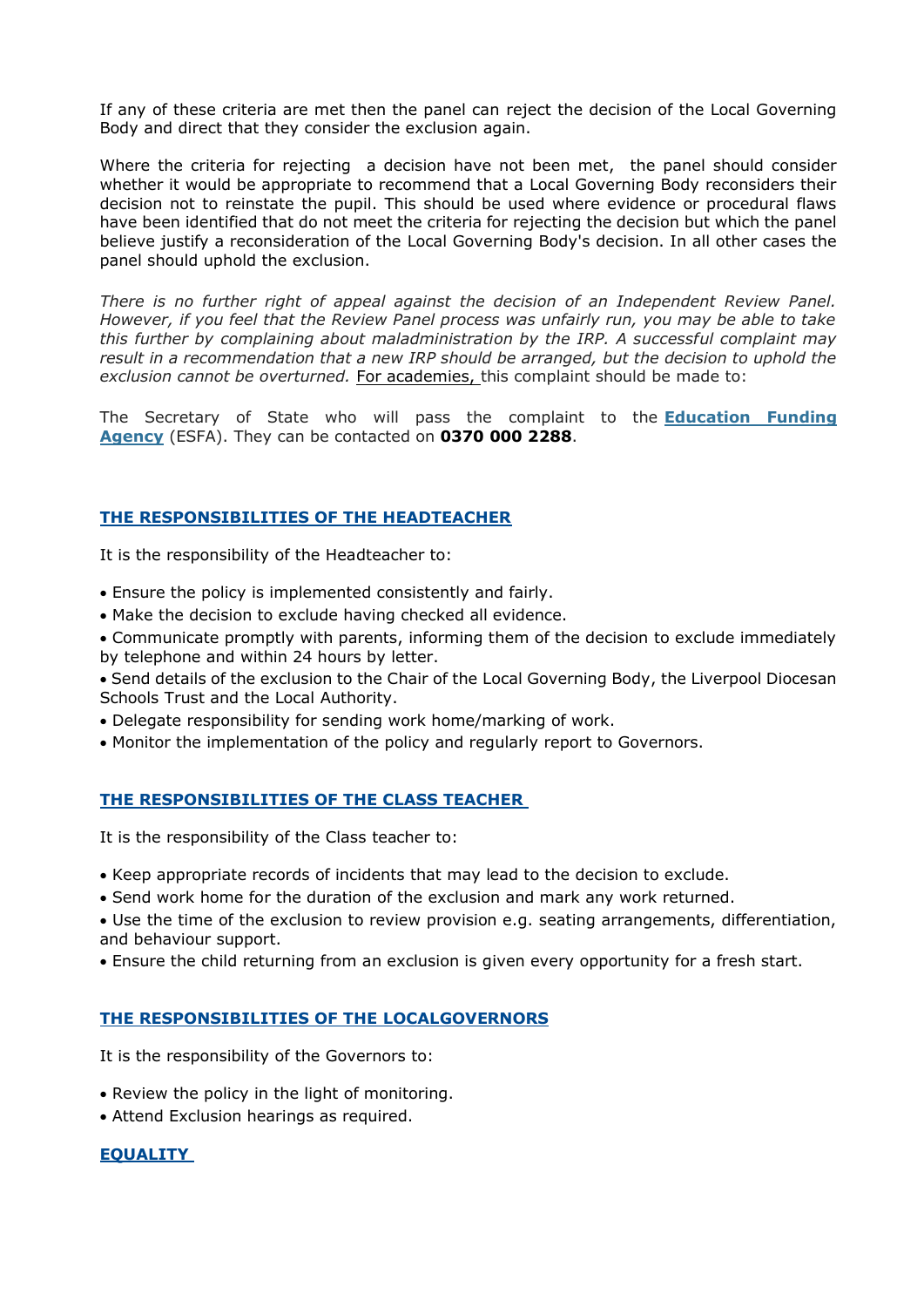If any of these criteria are met then the panel can reject the decision of the Local Governing Body and direct that they consider the exclusion again.

Where the criteria for rejecting a decision have not been met, the panel should consider whether it would be appropriate to recommend that a Local Governing Body reconsiders their decision not to reinstate the pupil. This should be used where evidence or procedural flaws have been identified that do not meet the criteria for rejecting the decision but which the panel believe justify a reconsideration of the Local Governing Body's decision. In all other cases the panel should uphold the exclusion.

*There is no further right of appeal against the decision of an Independent Review Panel. However, if you feel that the Review Panel process was unfairly run, you may be able to take this further by complaining about maladministration by the IRP. A successful complaint may result in a recommendation that a new IRP should be arranged, but the decision to uphold the exclusion cannot be overturned.* For academies, this complaint should be made to:

The Secretary of State who will pass the complaint to the **Education Funding Agency** (ESFA). They can be contacted on **0370 000 2288**.

## THE RESPONSIBILITIES OF THE HEADTEACHER

It is the responsibility of the Headteacher to:

- Ensure the policy is implemented consistently and fairly.
- Make the decision to exclude having checked all evidence.
- Communicate promptly with parents, informing them of the decision to exclude immediately by telephone and within 24 hours by letter.
- Send details of the exclusion to the Chair of the Local Governing Body, the Liverpool Diocesan Schools Trust and the Local Authority.
- Delegate responsibility for sending work home/marking of work.
- Monitor the implementation of the policy and regularly report to Governors.

## THE RESPONSIBILITIES OF THE CLASS TEACHER

It is the responsibility of the Class teacher to:

- Keep appropriate records of incidents that may lead to the decision to exclude.
- Send work home for the duration of the exclusion and mark any work returned.
- Use the time of the exclusion to review provision e.g. seating arrangements, differentiation, and behaviour support.
- Ensure the child returning from an exclusion is given every opportunity for a fresh start.

## THE RESPONSIBILITIES OF THE LOCALGOVERNORS

It is the responsibility of the Governors to:

- Review the policy in the light of monitoring.
- Attend Exclusion hearings as required.

## EQUALITY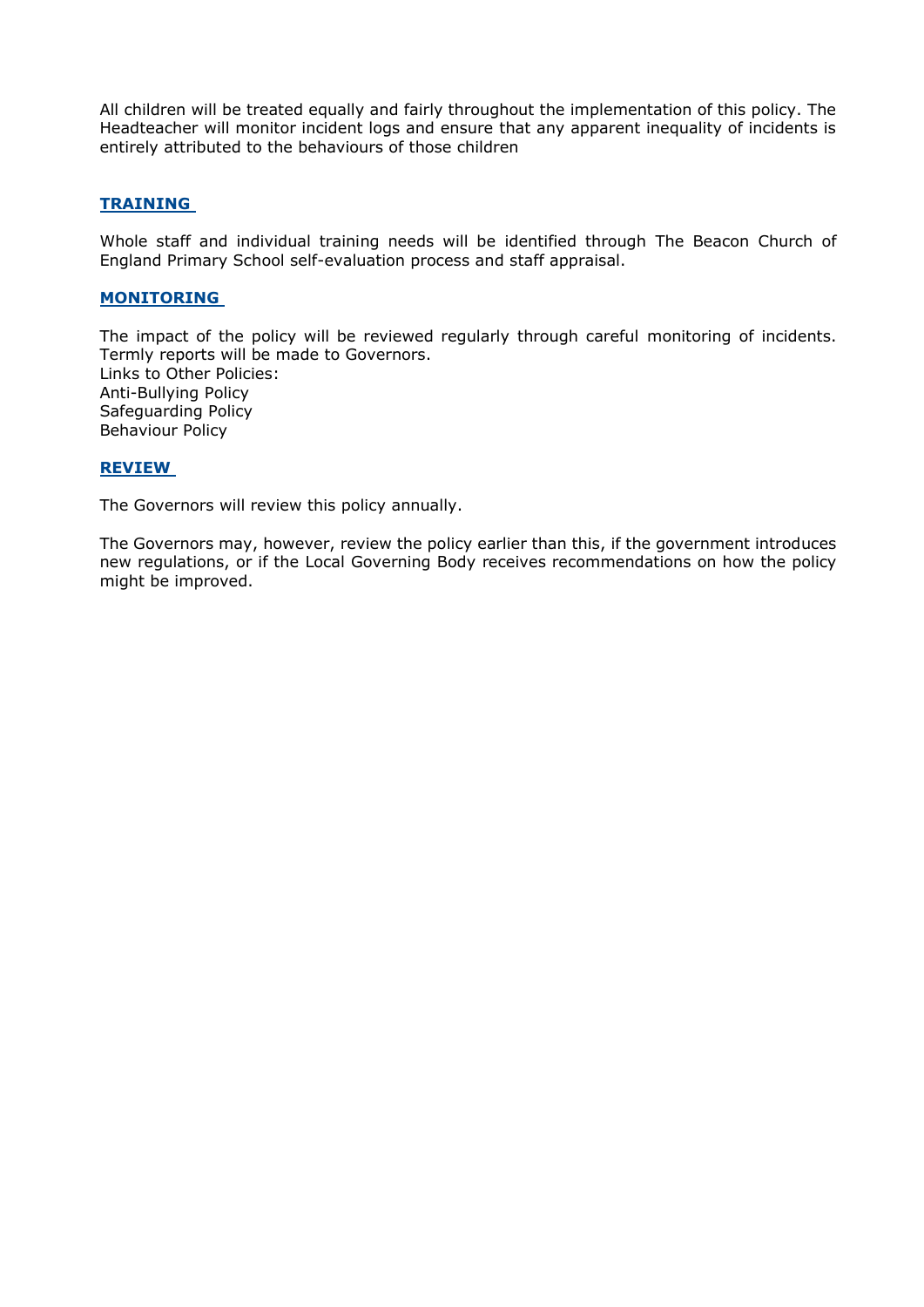All children will be treated equally and fairly throughout the implementation of this policy. The Headteacher will monitor incident logs and ensure that any apparent inequality of incidents is entirely attributed to the behaviours of those children

## TRAINING

Whole staff and individual training needs will be identified through The Beacon Church of England Primary School self-evaluation process and staff appraisal.

## MONITORING

The impact of the policy will be reviewed regularly through careful monitoring of incidents. Termly reports will be made to Governors.
Links to Other Policies:
Anti-Bullying Policy
Safeguarding Policy
Behaviour Policy

## REVIEW

The Governors will review this policy annually.

The Governors may, however, review the policy earlier than this, if the government introduces new regulations, or if the Local Governing Body receives recommendations on how the policy might be improved.